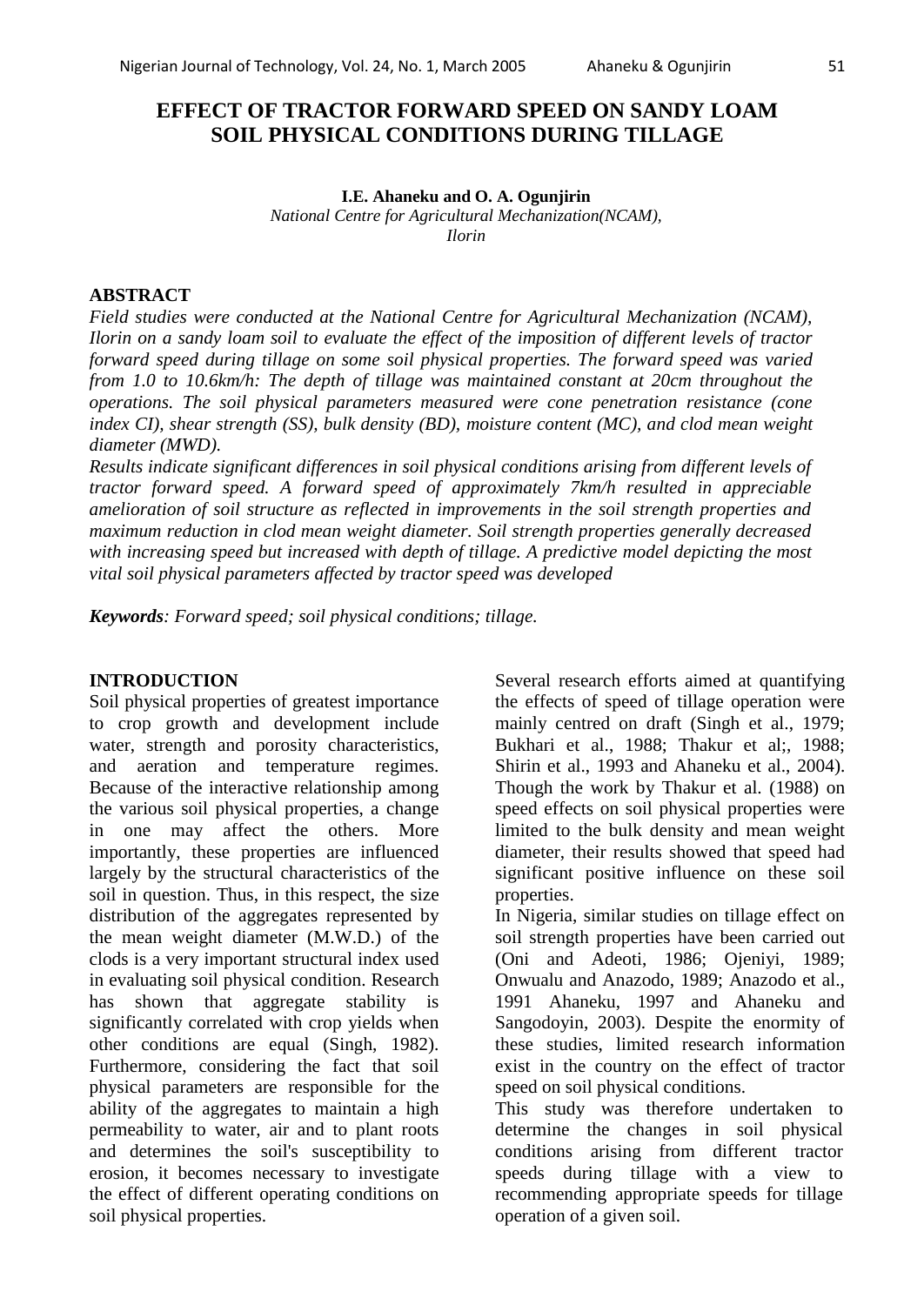# EFFECT OF TRACTOR FORWARD SPEED ON SANDY LOAM SOIL PHYSICAL CONDITIONS DURING TILLAGE

**I.E. Ahaneku and O. A. Ogunjirin**

*National Centre for Agricultural Mechanization(NCAM), Ilorin*

## ABSTRACT

*Field studies were conducted at the National Centre for Agricultural Mechanization (NCAM), Ilorin on a sandy loam soil to evaluate the effect of the imposition of different levels of tractor forward speed during tillage on some soil physical properties. The forward speed was varied from 1.0 to 10.6km/h: The depth of tillage was maintained constant at 20cm throughout the operations. The soil physical parameters measured were cone penetration resistance (cone index CI), shear strength (SS), bulk density (BD), moisture content (MC), and clod mean weight diameter (MWD).*

*Results indicate significant differences in soil physical conditions arising from different levels of tractor forward speed. A forward speed of approximately 7km/h resulted in appreciable amelioration of soil structure as reflected in improvements in the soil strength properties and maximum reduction in clod mean weight diameter. Soil strength properties generally decreased with increasing speed but increased with depth of tillage. A predictive model depicting the most vital soil physical parameters affected by tractor speed was developed*

***Keywords**: Forward speed; soil physical conditions; tillage.*

## INTRODUCTION

Soil physical properties of greatest importance to crop growth and development include water, strength and porosity characteristics, and aeration and temperature regimes. Because of the interactive relationship among the various soil physical properties, a change in one may affect the others. More importantly, these properties are influenced largely by the structural characteristics of the soil in question. Thus, in this respect, the size distribution of the aggregates represented by the mean weight diameter (M.W.D.) of the clods is a very important structural index used in evaluating soil physical condition. Research has shown that aggregate stability is significantly correlated with crop yields when other conditions are equal (Singh, 1982). Furthermore, considering the fact that soil physical parameters are responsible for the ability of the aggregates to maintain a high permeability to water, air and to plant roots and determines the soil's susceptibility to erosion, it becomes necessary to investigate the effect of different operating conditions on soil physical properties.

Several research efforts aimed at quantifying the effects of speed of tillage operation were mainly centred on draft (Singh et al., 1979; Bukhari et al., 1988; Thakur et al;, 1988; Shirin et al., 1993 and Ahaneku et al., 2004). Though the work by Thakur et al. (1988) on speed effects on soil physical properties were limited to the bulk density and mean weight diameter, their results showed that speed had significant positive influence on these soil properties.

In Nigeria, similar studies on tillage effect on soil strength properties have been carried out (Oni and Adeoti, 1986; Ojeniyi, 1989; Onwualu and Anazodo, 1989; Anazodo et al., 1991 Ahaneku, 1997 and Ahaneku and Sangodoyin, 2003). Despite the enormity of these studies, limited research information exist in the country on the effect of tractor speed on soil physical conditions.

This study was therefore undertaken to determine the changes in soil physical conditions arising from different tractor speeds during tillage with a view to recommending appropriate speeds for tillage operation of a given soil.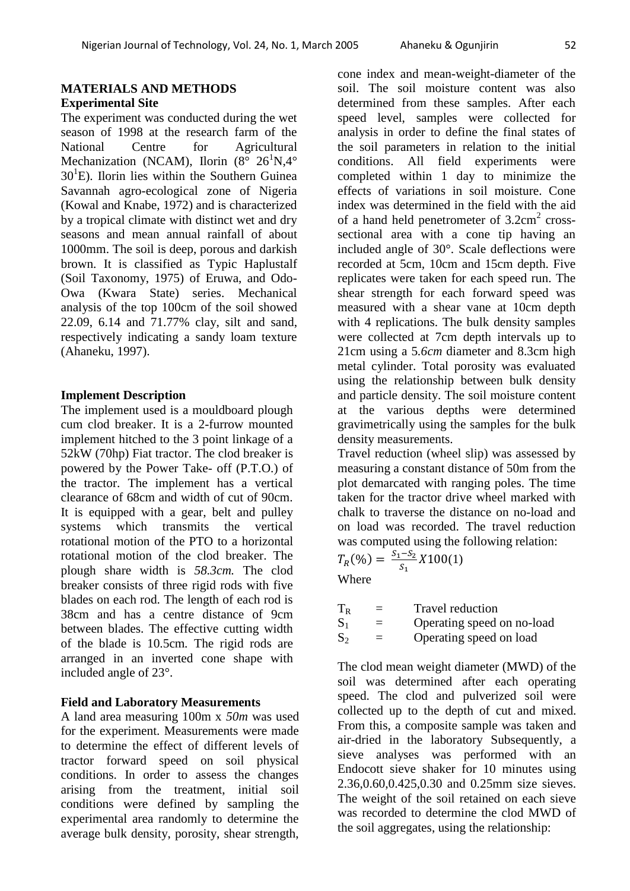## MATERIALS AND METHODS

### Experimental Site

The experiment was conducted during the wet season of 1998 at the research farm of the National Centre for Agricultural Mechanization (NCAM), Ilorin (8° 26[1]N,4° 30[1]E). Ilorin lies within the Southern Guinea Savannah agro-ecological zone of Nigeria (Kowal and Knabe, 1972) and is characterized by a tropical climate with distinct wet and dry seasons and mean annual rainfall of about 1000mm. The soil is deep, porous and darkish brown. It is classified as Typic Haplustalf (Soil Taxonomy, 1975) of Eruwa, and Odo-Owa (Kwara State) series. Mechanical analysis of the top 100cm of the soil showed 22.09, 6.14 and 71.77% clay, silt and sand, respectively indicating a sandy loam texture (Ahaneku, 1997).

### Implement Description

The implement used is a mouldboard plough cum clod breaker. It is a 2-furrow mounted implement hitched to the 3 point linkage of a 52kW (70hp) Fiat tractor. The clod breaker is powered by the Power Take- off (P.T.O.) of the tractor. The implement has a vertical clearance of 68cm and width of cut of 90cm. It is equipped with a gear, belt and pulley systems which transmits the vertical rotational motion of the PTO to a horizontal rotational motion of the clod breaker. The plough share width is *58.3cm.* The clod breaker consists of three rigid rods with five blades on each rod. The length of each rod is 38cm and has a centre distance of 9cm between blades. The effective cutting width of the blade is 10.5cm. The rigid rods are arranged in an inverted cone shape with included angle of 23°.

### Field and Laboratory Measurements

A land area measuring 100m x *50m* was used for the experiment. Measurements were made to determine the effect of different levels of tractor forward speed on soil physical conditions. In order to assess the changes arising from the treatment, initial soil conditions were defined by sampling the experimental area randomly to determine the average bulk density, porosity, shear strength, cone index and mean-weight-diameter of the soil. The soil moisture content was also determined from these samples. After each speed level, samples were collected for analysis in order to define the final states of the soil parameters in relation to the initial conditions. All field experiments were completed within 1 day to minimize the effects of variations in soil moisture. Cone index was determined in the field with the aid of a hand held penetrometer of 3.2cm$^2$ cross-sectional area with a cone tip having an included angle of 30°. Scale deflections were recorded at 5cm, 10cm and 15cm depth. Five replicates were taken for each speed run. The shear strength for each forward speed was measured with a shear vane at 10cm depth with 4 replications. The bulk density samples were collected at 7cm depth intervals up to 21cm using a 5.*6cm* diameter and 8.3cm high metal cylinder. Total porosity was evaluated using the relationship between bulk density and particle density. The soil moisture content at the various depths were determined gravimetrically using the samples for the bulk density measurements.

Travel reduction (wheel slip) was assessed by measuring a constant distance of 50m from the plot demarcated with ranging poles. The time taken for the tractor drive wheel marked with chalk to traverse the distance on no-load and on load was recorded. The travel reduction was computed using the following relation:

$$T_R(\%) = \frac{S_1 - S_2}{S_1} X 100 \quad (1)$$

Where

$T_R$ = Travel reduction
$S_1$ = Operating speed on no-load
$S_2$ = Operating speed on load

The clod mean weight diameter (MWD) of the soil was determined after each operating speed. The clod and pulverized soil were collected up to the depth of cut and mixed. From this, a composite sample was taken and air-dried in the laboratory Subsequently, a sieve analyses was performed with an Endocott sieve shaker for 10 minutes using 2.36,0.60,0.425,0.30 and 0.25mm size sieves. The weight of the soil retained on each sieve was recorded to determine the clod MWD of the soil aggregates, using the relationship: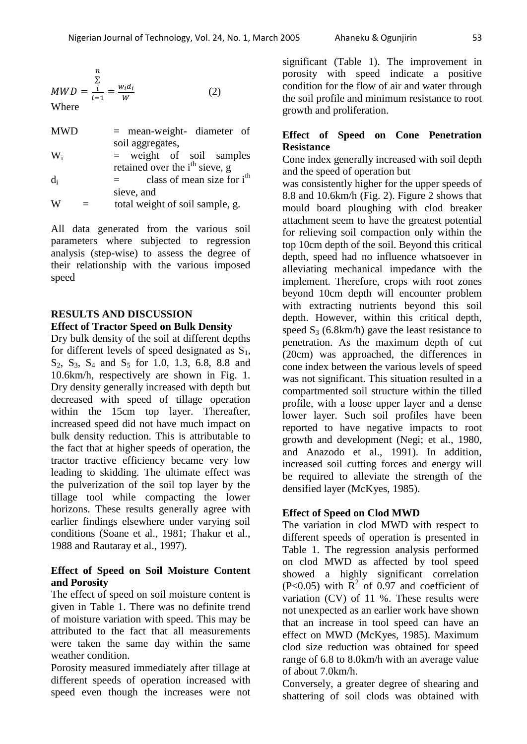$$MWD = \frac{\sum_{i=1}^{n} w_i d_i}{W} \quad (2)$$

Where

MWD = mean-weight- diameter of soil aggregates,

$W_i$ = weight of soil samples retained over the $i^{th}$ sieve, g

$d_i$ = class of mean size for $i^{th}$ sieve, and

W = total weight of soil sample, g.

All data generated from the various soil parameters where subjected to regression analysis (step-wise) to assess the degree of their relationship with the various imposed speed

## RESULTS AND DISCUSSION

### Effect of Tractor Speed on Bulk Density

Dry bulk density of the soil at different depths for different levels of speed designated as $S_1$, $S_2$, $S_3$, $S_4$ and $S_5$ for 1.0, 1.3, 6.8, 8.8 and 10.6km/h, respectively are shown in Fig. 1. Dry density generally increased with depth but decreased with speed of tillage operation within the 15cm top layer. Thereafter, increased speed did not have much impact on bulk density reduction. This is attributable to the fact that at higher speeds of operation, the tractor tractive efficiency became very low leading to skidding. The ultimate effect was the pulverization of the soil top layer by the tillage tool while compacting the lower horizons. These results generally agree with earlier findings elsewhere under varying soil conditions (Soane et al., 1981; Thakur et al., 1988 and Rautaray et al., 1997).

### Effect of Speed on Soil Moisture Content and Porosity

The effect of speed on soil moisture content is given in Table 1. There was no definite trend of moisture variation with speed. This may be attributed to the fact that all measurements were taken the same day within the same weather condition.

Porosity measured immediately after tillage at different speeds of operation increased with speed even though the increases were not significant (Table 1). The improvement in porosity with speed indicate a positive condition for the flow of air and water through the soil profile and minimum resistance to root growth and proliferation.

### Effect of Speed on Cone Penetration Resistance

Cone index generally increased with soil depth and the speed of operation but was consistently higher for the upper speeds of 8.8 and 10.6km/h (Fig. 2). Figure 2 shows that mould board ploughing with clod breaker attachment seem to have the greatest potential for relieving soil compaction only within the top 10cm depth of the soil. Beyond this critical depth, speed had no influence whatsoever in alleviating mechanical impedance with the implement. Therefore, crops with root zones beyond 10cm depth will encounter problem with extracting nutrients beyond this soil depth. However, within this critical depth, speed $S_3$ (6.8km/h) gave the least resistance to penetration. As the maximum depth of cut (20cm) was approached, the differences in cone index between the various levels of speed was not significant. This situation resulted in a compartmented soil structure within the tilled profile, with a loose upper layer and a dense lower layer. Such soil profiles have been reported to have negative impacts to root growth and development (Negi; et al., 1980, and Anazodo et al., 1991). In addition, increased soil cutting forces and energy will be required to alleviate the strength of the densified layer (McKyes, 1985).

### Effect of Speed on Clod MWD

The variation in clod MWD with respect to different speeds of operation is presented in Table 1. The regression analysis performed on clod MWD as affected by tool speed showed a highly significant correlation ($P<0.05$) with $R^2$ of 0.97 and coefficient of variation (CV) of 11 %. These results were not unexpected as an earlier work have shown that an increase in tool speed can have an effect on MWD (McKyes, 1985). Maximum clod size reduction was obtained for speed range of 6.8 to 8.0km/h with an average value of about 7.0km/h.

Conversely, a greater degree of shearing and shattering of soil clods was obtained with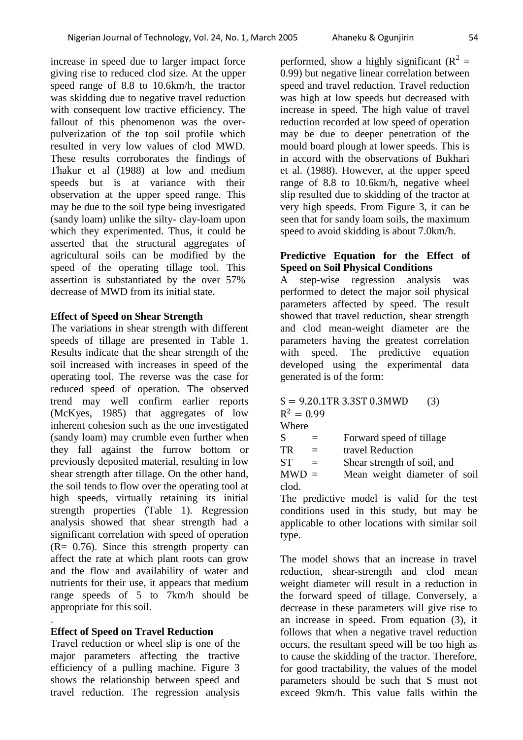increase in speed due to larger impact force giving rise to reduced clod size. At the upper speed range of 8.8 to 10.6km/h, the tractor was skidding due to negative travel reduction with consequent low tractive efficiency. The fallout of this phenomenon was the over-pulverization of the top soil profile which resulted in very low values of clod MWD. These results corroborates the findings of Thakur et al (1988) at low and medium speeds but is at variance with their observation at the upper speed range. This may be due to the soil type being investigated (sandy loam) unlike the silty- clay-loam upon which they experimented. Thus, it could be asserted that the structural aggregates of agricultural soils can be modified by the speed of the operating tillage tool. This assertion is substantiated by the over 57% decrease of MWD from its initial state.

**Effect of Speed on Shear Strength**

The variations in shear strength with different speeds of tillage are presented in Table 1. Results indicate that the shear strength of the soil increased with increases in speed of the operating tool. The reverse was the case for reduced speed of operation. The observed trend may well confirm earlier reports (McKyes, 1985) that aggregates of low inherent cohesion such as the one investigated (sandy loam) may crumble even further when they fall against the furrow bottom or previously deposited material, resulting in low shear strength after tillage. On the other hand, the soil tends to flow over the operating tool at high speeds, virtually retaining its initial strength properties (Table 1). Regression analysis showed that shear strength had a significant correlation with speed of operation (R= 0.76). Since this strength property can affect the rate at which plant roots can grow and the flow and availability of water and nutrients for their use, it appears that medium range speeds of 5 to 7km/h should be appropriate for this soil.

.

**Effect of Speed on Travel Reduction**

Travel reduction or wheel slip is one of the major parameters affecting the tractive efficiency of a pulling machine. Figure 3 shows the relationship between speed and travel reduction. The regression analysis performed, show a highly significant ($R^2$ = 0.99) but negative linear correlation between speed and travel reduction. Travel reduction was high at low speeds but decreased with increase in speed. The high value of travel reduction recorded at low speed of operation may be due to deeper penetration of the mould board plough at lower speeds. This is in accord with the observations of Bukhari et al. (1988). However, at the upper speed range of 8.8 to 10.6km/h, negative wheel slip resulted due to skidding of the tractor at very high speeds. From Figure 3, it can be seen that for sandy loam soils, the maximum speed to avoid skidding is about 7.0km/h.

**Predictive Equation for the Effect of Speed on Soil Physical Conditions**

A step-wise regression analysis was performed to detect the major soil physical parameters affected by speed. The result showed that travel reduction, shear strength and clod mean-weight diameter are the parameters having the greatest correlation with speed. The predictive equation developed using the experimental data generated is of the form:

$$S = 9.20.1TR\ 3.3ST\ 0.3MWD \qquad (3)$$

$$R^2 = 0.99$$

Where

S = Forward speed of tillage

TR = travel Reduction

ST = Shear strength of soil, and

MWD = Mean weight diameter of soil clod.

The predictive model is valid for the test conditions used in this study, but may be applicable to other locations with similar soil type.

The model shows that an increase in travel reduction, shear-strength and clod mean weight diameter will result in a reduction in the forward speed of tillage. Conversely, a decrease in these parameters will give rise to an increase in speed. From equation (3), it follows that when a negative travel reduction occurs, the resultant speed will be too high as to cause the skidding of the tractor. Therefore, for good tractability, the values of the model parameters should be such that S must not exceed 9km/h. This value falls within the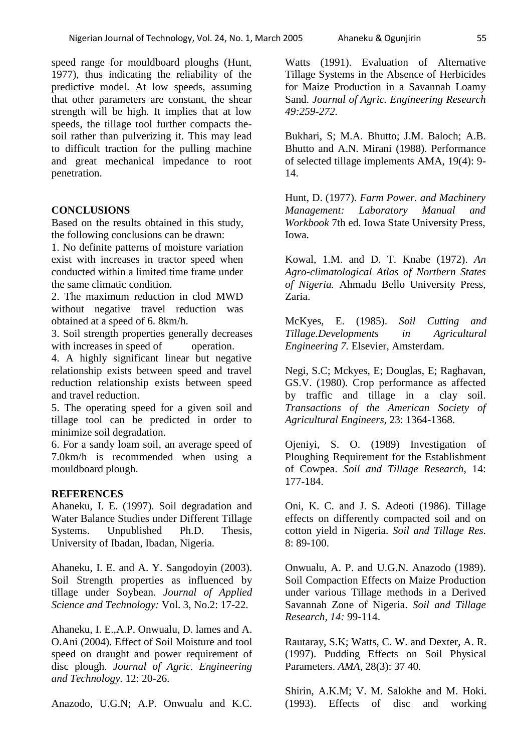speed range for mouldboard ploughs (Hunt, 1977), thus indicating the reliability of the predictive model. At low speeds, assuming that other parameters are constant, the shear strength will be high. It implies that at low speeds, the tillage tool further compacts the-soil rather than pulverizing it. This may lead to difficult traction for the pulling machine and great mechanical impedance to root penetration.

## CONCLUSIONS

Based on the results obtained in this study, the following conclusions can be drawn:

1. No definite patterns of moisture variation exist with increases in tractor speed when conducted within a limited time frame under the same climatic condition.
2. The maximum reduction in clod MWD without negative travel reduction was obtained at a speed of 6. 8km/h.
3. Soil strength properties generally decreases with increases in speed of operation.
4. A highly significant linear but negative relationship exists between speed and travel reduction relationship exists between speed and travel reduction.
5. The operating speed for a given soil and tillage tool can be predicted in order to minimize soil degradation.
6. For a sandy loam soil, an average speed of 7.0km/h is recommended when using a mouldboard plough.

## REFERENCES

Ahaneku, I. E. (1997). Soil degradation and Water Balance Studies under Different Tillage Systems. Unpublished Ph.D. Thesis, University of Ibadan, Ibadan, Nigeria.

Ahaneku, I. E. and A. Y. Sangodoyin (2003). Soil Strength properties as influenced by tillage under Soybean. *Journal of Applied Science and Technology:* Vol. 3, No.2: 17-22.

Ahaneku, I. E.,A.P. Onwualu, D. lames and A. O.Ani (2004). Effect of Soil Moisture and tool speed on draught and power requirement of disc plough. *Journal of Agric. Engineering and Technology.* 12: 20-26.

Anazodo, U.G.N; A.P. Onwualu and K.C. Watts (1991). Evaluation of Alternative Tillage Systems in the Absence of Herbicides for Maize Production in a Savannah Loamy Sand. *Journal of Agric. Engineering Research 49:259-272.*

Bukhari, S; M.A. Bhutto; J.M. Baloch; A.B. Bhutto and A.N. Mirani (1988). Performance of selected tillage implements AMA, 19(4): 9-14.

Hunt, D. (1977). *Farm Power. and Machinery Management: Laboratory Manual and Workbook* 7th ed. Iowa State University Press, Iowa.

Kowal, 1.M. and D. T. Knabe (1972). *An Agro-climatological Atlas of Northern States of Nigeria.* Ahmadu Bello University Press, Zaria.

McKyes, E. (1985). *Soil Cutting and Tillage.Developments in Agricultural Engineering 7.* Elsevier, Amsterdam.

Negi, S.C; Mckyes, E; Douglas, E; Raghavan, GS.V. (1980). Crop performance as affected by traffic and tillage in a clay soil. *Transactions of the American Society of Agricultural Engineers,* 23: 1364-1368.

Ojeniyi, S. O. (1989) Investigation of Ploughing Requirement for the Establishment of Cowpea. *Soil and Tillage Research,* 14: 177-184.

Oni, K. C. and J. S. Adeoti (1986). Tillage effects on differently compacted soil and on cotton yield in Nigeria. *Soil and Tillage Res.* 8: 89-100.

Onwualu, A. P. and U.G.N. Anazodo (1989). Soil Compaction Effects on Maize Production under various Tillage methods in a Derived Savannah Zone of Nigeria. *Soil and Tillage Research, 14:* 99-114.

Rautaray, S.K; Watts, C. W. and Dexter, A. R. (1997). Pudding Effects on Soil Physical Parameters. *AMA,* 28(3): 37 40.

Shirin, A.K.M; V. M. Salokhe and M. Hoki. (1993). Effects of disc and working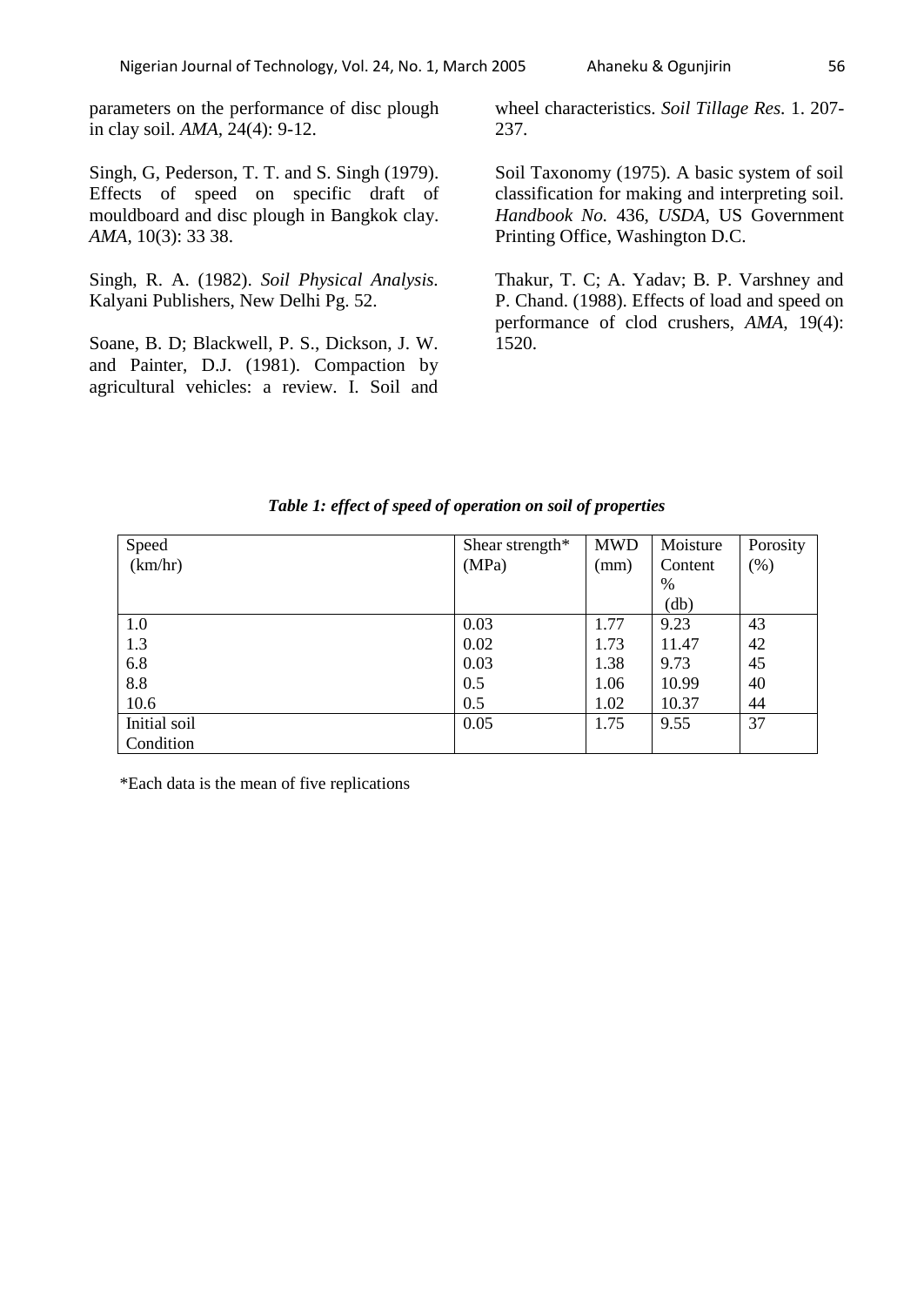parameters on the performance of disc plough in clay soil. *AMA*, 24(4): 9-12.

Singh, G, Pederson, T. T. and S. Singh (1979). Effects of speed on specific draft of mouldboard and disc plough in Bangkok clay. *AMA*, 10(3): 33 38.

Singh, R. A. (1982). *Soil Physical Analysis.* Kalyani Publishers, New Delhi Pg. 52.

Soane, B. D; Blackwell, P. S., Dickson, J. W. and Painter, D.J. (1981). Compaction by agricultural vehicles: a review. I. Soil and wheel characteristics. *Soil Tillage Res.* 1. 207-237.

Soil Taxonomy (1975). A basic system of soil classification for making and interpreting soil. *Handbook No.* 436, *USDA*, US Government Printing Office, Washington D.C.

Thakur, T. C; A. Yadav; B. P. Varshney and P. Chand. (1988). Effects of load and speed on performance of clod crushers, *AMA*, 19(4): 1520.

***Table 1: effect of speed of operation on soil of properties***

| Speed (km/hr) | Shear strength* (MPa) | MWD (mm) | Moisture Content % (db) | Porosity (%) |
|---|---|---|---|---|
| 1.0 | 0.03 | 1.77 | 9.23 | 43 |
| 1.3 | 0.02 | 1.73 | 11.47 | 42 |
| 6.8 | 0.03 | 1.38 | 9.73 | 45 |
| 8.8 | 0.5 | 1.06 | 10.99 | 40 |
| 10.6 | 0.5 | 1.02 | 10.37 | 44 |
| Initial soil Condition | 0.05 | 1.75 | 9.55 | 37 |

*Each data is the mean of five replications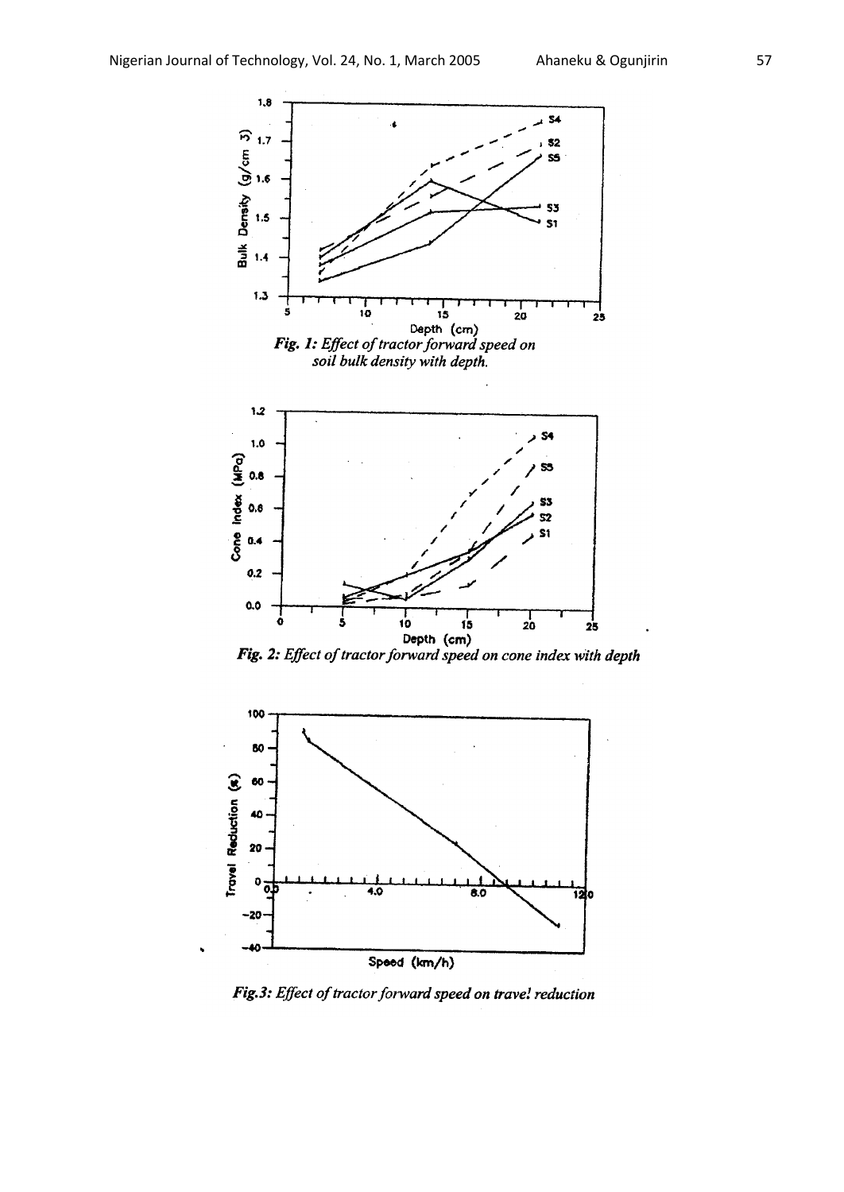1.8
1.7
1.6
1.5
1.4
1.3

Bulk Density (g/cm 3)

5
10
15
20
25

Depth (cm)

S4
S2
S5
S3
S1

*Fig. 1: Effect of tractor forward speed on soil bulk density with depth.*

1.2
1.0
0.8
0.6
0.4
0.2
0.0

Cone Index (MPa)

0
5
10
15
20
25

Depth (cm)

S4
S5
S3
S2
S1

*Fig. 2: Effect of tractor forward speed on cone index with depth*

100
80
60
40
20
0
-20
-40

Travel Reduction (%)

0.0
4.0
8.0
12.0

Speed (km/h)

*Fig.3: Effect of tractor forward speed on travel reduction*